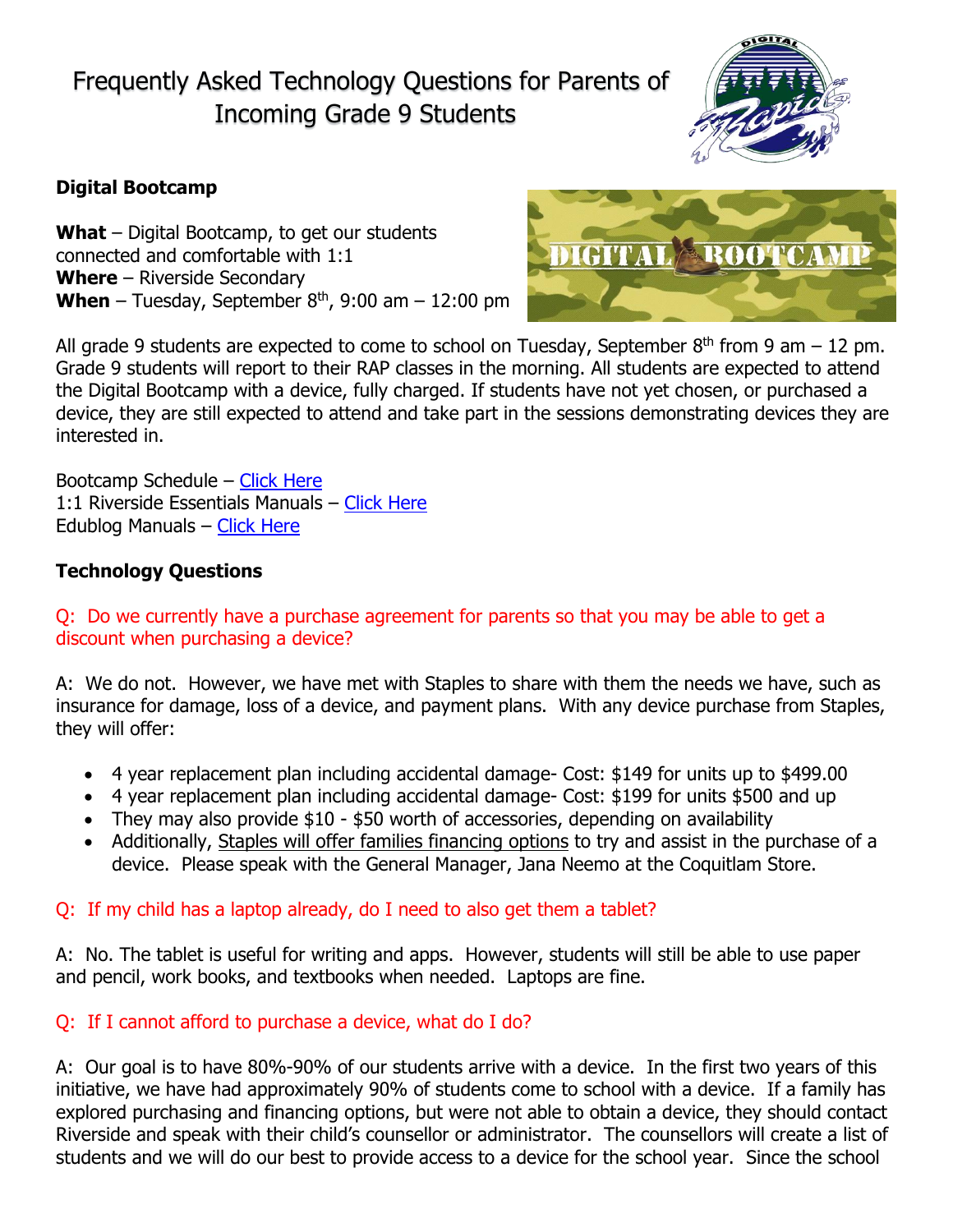# Frequently Asked Technology Questions for Parents of Incoming Grade 9 Students

## Digital Bootcamp

**What** – Digital Bootcamp, to get our students connected and comfortable with 1:1
**Where** – Riverside Secondary
**When** – Tuesday, September 8th, 9:00 am – 12:00 pm

All grade 9 students are expected to come to school on Tuesday, September 8th from 9 am – 12 pm. Grade 9 students will report to their RAP classes in the morning. All students are expected to attend the Digital Bootcamp with a device, fully charged. If students have not yet chosen, or purchased a device, they are still expected to attend and take part in the sessions demonstrating devices they are interested in.

Bootcamp Schedule – Click Here
1:1 Riverside Essentials Manuals – Click Here
Edublog Manuals – Click Here

## Technology Questions

Q: Do we currently have a purchase agreement for parents so that you may be able to get a discount when purchasing a device?

A: We do not. However, we have met with Staples to share with them the needs we have, such as insurance for damage, loss of a device, and payment plans. With any device purchase from Staples, they will offer:

- 4 year replacement plan including accidental damage- Cost: $149 for units up to $499.00
- 4 year replacement plan including accidental damage- Cost: $199 for units $500 and up
- They may also provide $10 - $50 worth of accessories, depending on availability
- Additionally, Staples will offer families financing options to try and assist in the purchase of a device. Please speak with the General Manager, Jana Neemo at the Coquitlam Store.

Q: If my child has a laptop already, do I need to also get them a tablet?

A: No. The tablet is useful for writing and apps. However, students will still be able to use paper and pencil, work books, and textbooks when needed. Laptops are fine.

Q: If I cannot afford to purchase a device, what do I do?

A: Our goal is to have 80%-90% of our students arrive with a device. In the first two years of this initiative, we have had approximately 90% of students come to school with a device. If a family has explored purchasing and financing options, but were not able to obtain a device, they should contact Riverside and speak with their child's counsellor or administrator. The counsellors will create a list of students and we will do our best to provide access to a device for the school year. Since the school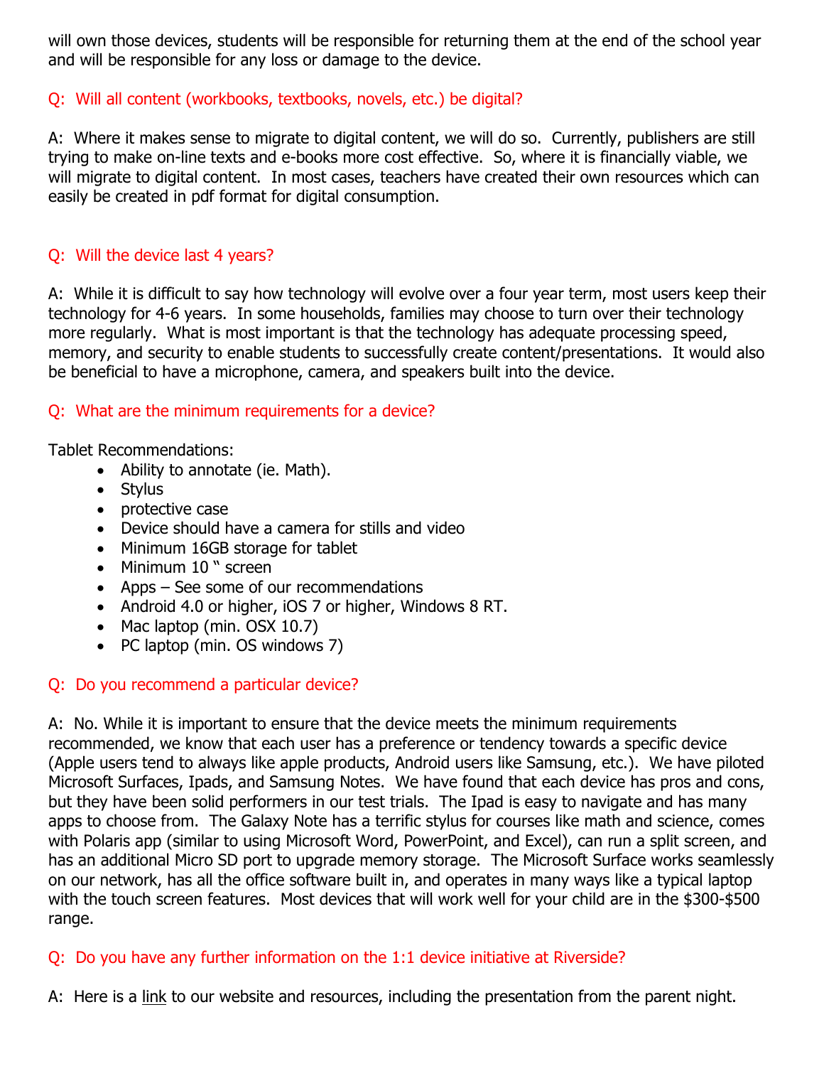will own those devices, students will be responsible for returning them at the end of the school year and will be responsible for any loss or damage to the device.

Q: Will all content (workbooks, textbooks, novels, etc.) be digital?

A: Where it makes sense to migrate to digital content, we will do so. Currently, publishers are still trying to make on-line texts and e-books more cost effective. So, where it is financially viable, we will migrate to digital content. In most cases, teachers have created their own resources which can easily be created in pdf format for digital consumption.

Q: Will the device last 4 years?

A: While it is difficult to say how technology will evolve over a four year term, most users keep their technology for 4-6 years. In some households, families may choose to turn over their technology more regularly. What is most important is that the technology has adequate processing speed, memory, and security to enable students to successfully create content/presentations. It would also be beneficial to have a microphone, camera, and speakers built into the device.

Q: What are the minimum requirements for a device?

Tablet Recommendations:

- Ability to annotate (ie. Math).
- Stylus
- protective case
- Device should have a camera for stills and video
- Minimum 16GB storage for tablet
- Minimum 10 " screen
- Apps – See some of our recommendations
- Android 4.0 or higher, iOS 7 or higher, Windows 8 RT.
- Mac laptop (min. OSX 10.7)
- PC laptop (min. OS windows 7)

Q: Do you recommend a particular device?

A: No. While it is important to ensure that the device meets the minimum requirements recommended, we know that each user has a preference or tendency towards a specific device (Apple users tend to always like apple products, Android users like Samsung, etc.). We have piloted Microsoft Surfaces, Ipads, and Samsung Notes. We have found that each device has pros and cons, but they have been solid performers in our test trials. The Ipad is easy to navigate and has many apps to choose from. The Galaxy Note has a terrific stylus for courses like math and science, comes with Polaris app (similar to using Microsoft Word, PowerPoint, and Excel), can run a split screen, and has an additional Micro SD port to upgrade memory storage. The Microsoft Surface works seamlessly on our network, has all the office software built in, and operates in many ways like a typical laptop with the touch screen features. Most devices that will work well for your child are in the $300-$500 range.

Q: Do you have any further information on the 1:1 device initiative at Riverside?

A: Here is a link to our website and resources, including the presentation from the parent night.